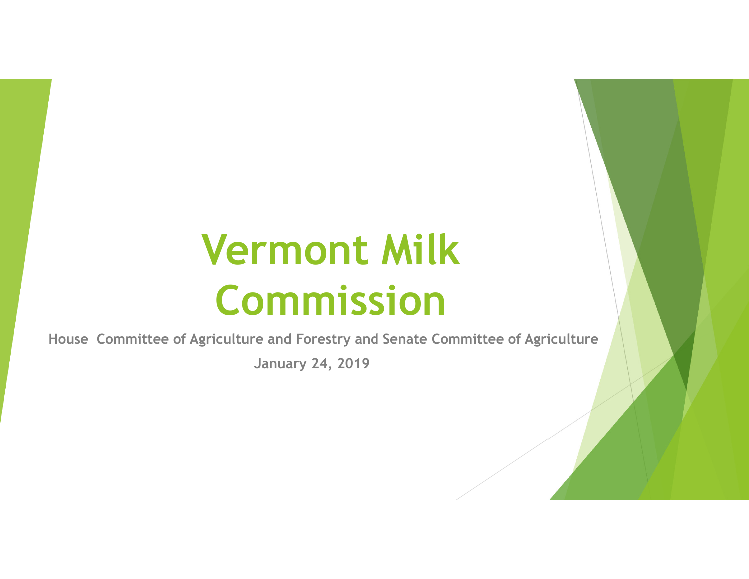# Vermont Milk Commission

**House Committee of Agriculture and Forestry and Senate Committee of Agriculture**

**January 24, 2019**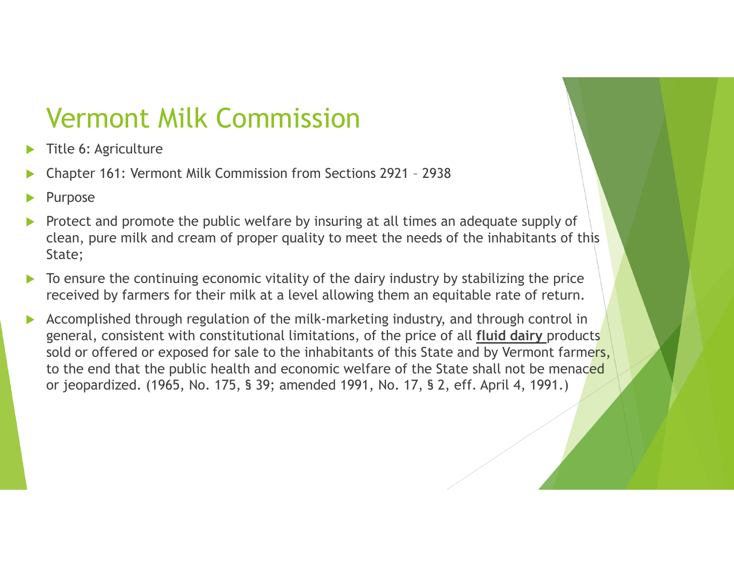# Vermont Milk Commission

- Title 6: Agriculture
- Chapter 161: Vermont Milk Commission from Sections 2921 – 2938
- Purpose
- Protect and promote the public welfare by insuring at all times an adequate supply of clean, pure milk and cream of proper quality to meet the needs of the inhabitants of this State;
- To ensure the continuing economic vitality of the dairy industry by stabilizing the price received by farmers for their milk at a level allowing them an equitable rate of return.
- Accomplished through regulation of the milk-marketing industry, and through control in general, consistent with constitutional limitations, of the price of all **fluid dairy** products sold or offered or exposed for sale to the inhabitants of this State and by Vermont farmers, to the end that the public health and economic welfare of the State shall not be menaced or jeopardized. (1965, No. 175, § 39; amended 1991, No. 17, § 2, eff. April 4, 1991.)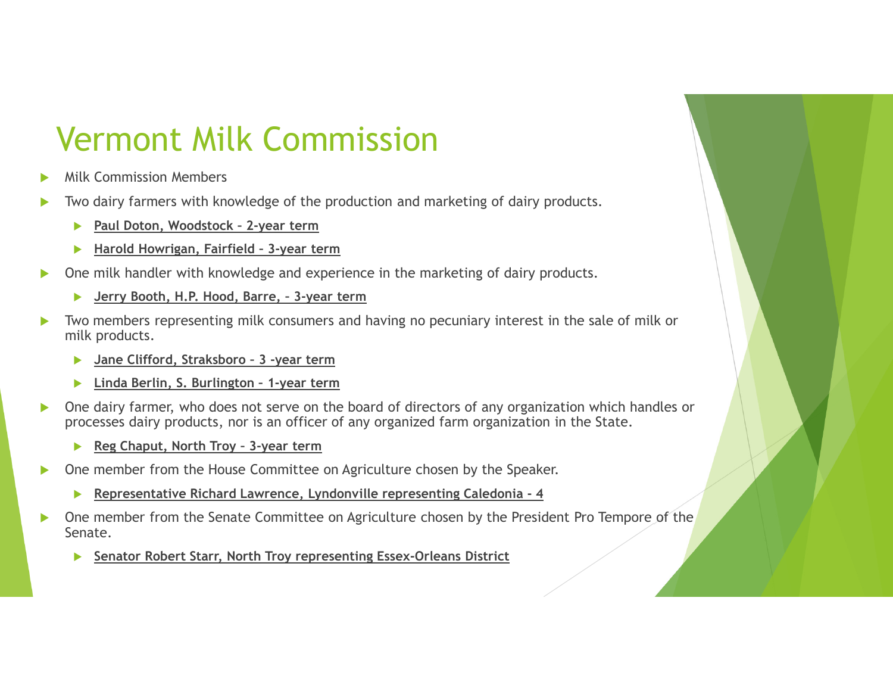# Vermont Milk Commission

- Milk Commission Members
- Two dairy farmers with knowledge of the production and marketing of dairy products.
  - **Paul Doton, Woodstock – 2-year term**
  - **Harold Howrigan, Fairfield – 3-year term**
- One milk handler with knowledge and experience in the marketing of dairy products.
  - **Jerry Booth, H.P. Hood, Barre, – 3-year term**
- Two members representing milk consumers and having no pecuniary interest in the sale of milk or milk products.
  - **Jane Clifford, Straksboro – 3 -year term**
  - **Linda Berlin, S. Burlington – 1-year term**
- One dairy farmer, who does not serve on the board of directors of any organization which handles or processes dairy products, nor is an officer of any organized farm organization in the State.
  - **Reg Chaput, North Troy – 3-year term**
- One member from the House Committee on Agriculture chosen by the Speaker.
  - **Representative Richard Lawrence, Lyndonville representing Caledonia - 4**
- One member from the Senate Committee on Agriculture chosen by the President Pro Tempore of the Senate.
  - **Senator Robert Starr, North Troy representing Essex-Orleans District**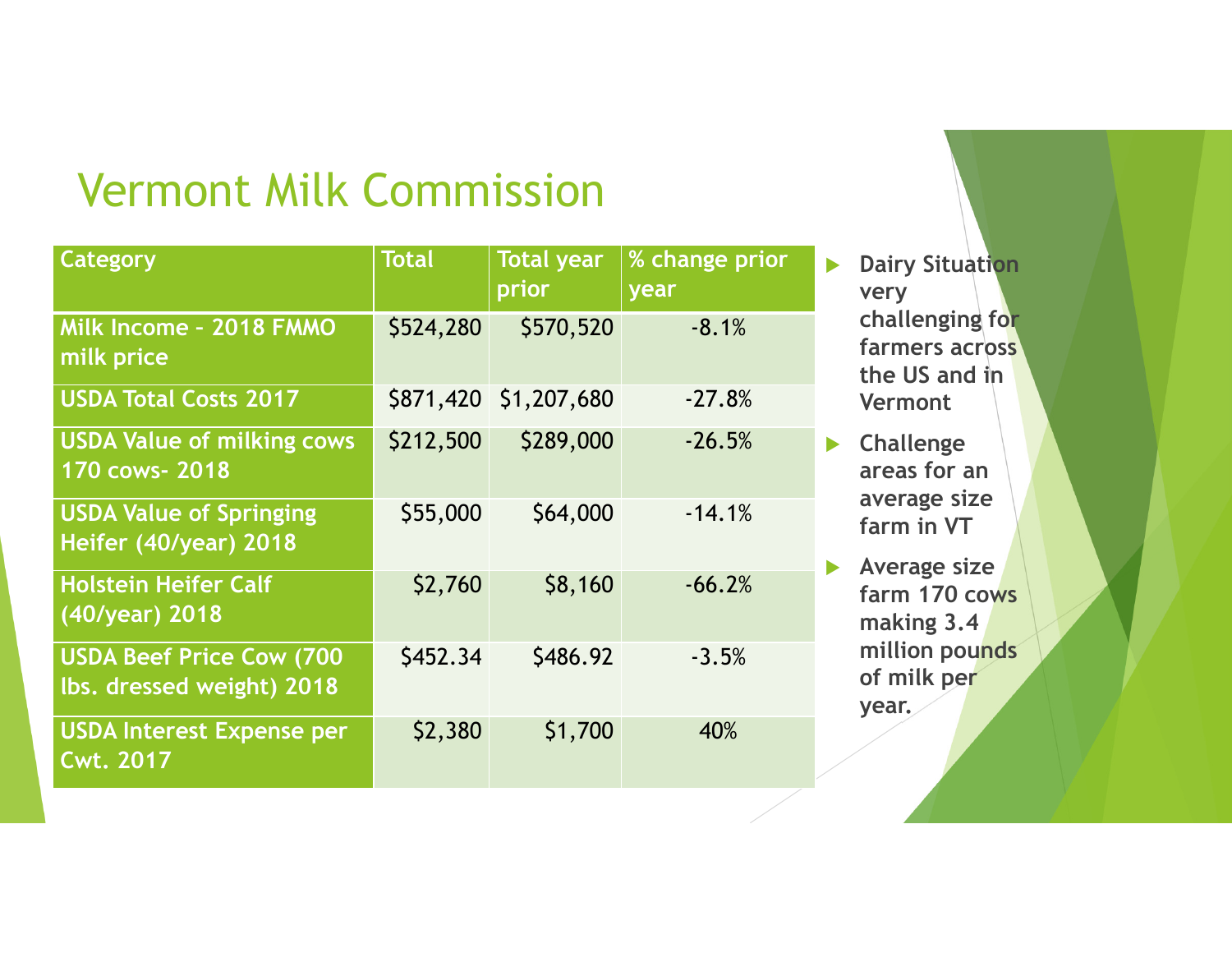# Vermont Milk Commission

| Category | Total | Total year prior | % change prior year |
|---|---|---|---|
| Milk Income - 2018 FMMO milk price | $524,280 | $570,520 | -8.1% |
| USDA Total Costs 2017 | $871,420 | $1,207,680 | -27.8% |
| USDA Value of milking cows 170 cows- 2018 | $212,500 | $289,000 | -26.5% |
| USDA Value of Springing Heifer (40/year) 2018 | $55,000 | $64,000 | -14.1% |
| Holstein Heifer Calf (40/year) 2018 | $2,760 | $8,160 | -66.2% |
| USDA Beef Price Cow (700 lbs. dressed weight) 2018 | $452.34 | $486.92 | -3.5% |
| USDA Interest Expense per Cwt. 2017 | $2,380 | $1,700 | 40% |

- **Dairy Situation very challenging for farmers across the US and in Vermont**
- **Challenge areas for an average size farm in VT**
- **Average size farm 170 cows making 3.4 million pounds of milk per year.**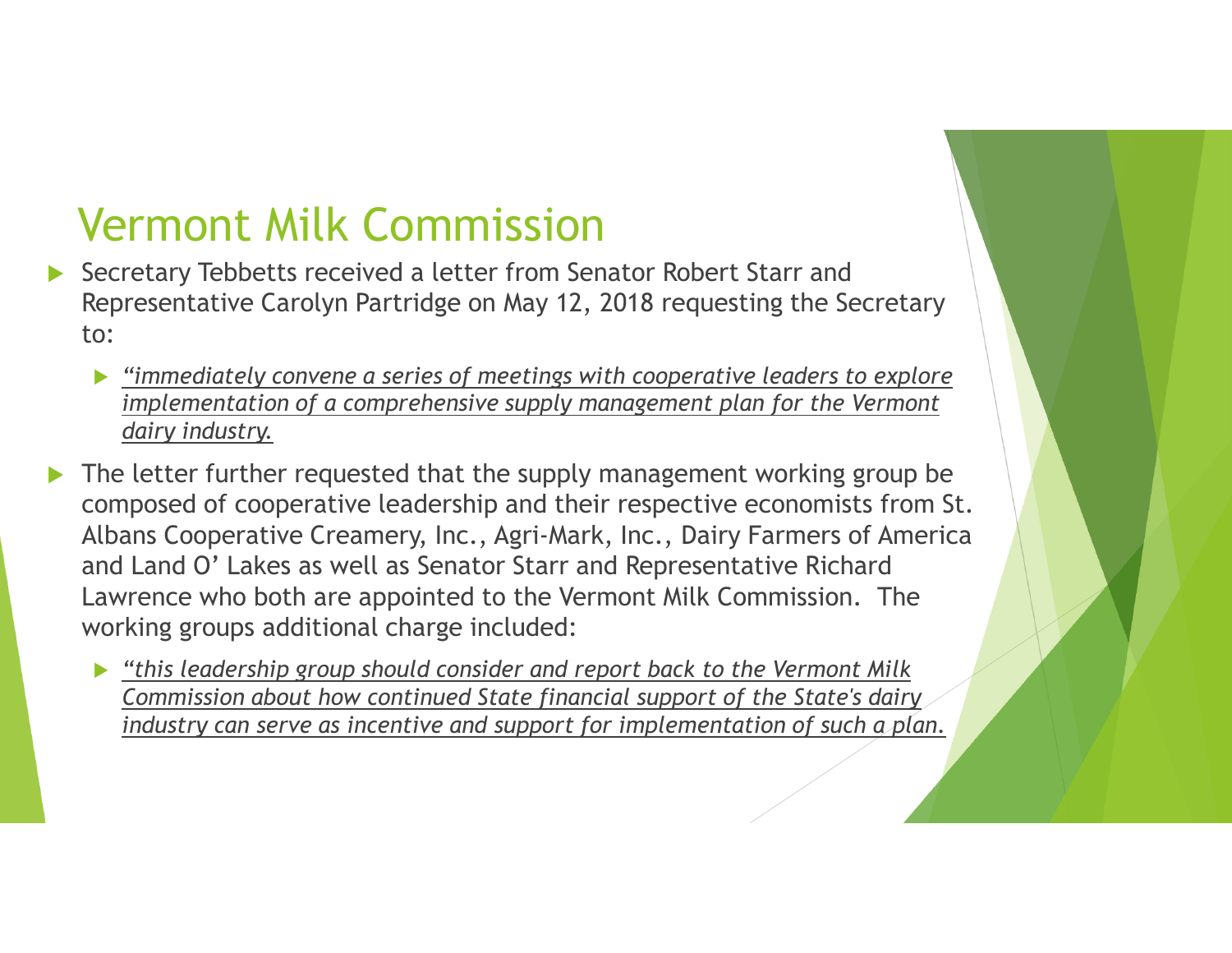# Vermont Milk Commission

- Secretary Tebbetts received a letter from Senator Robert Starr and Representative Carolyn Partridge on May 12, 2018 requesting the Secretary to:
  - *"immediately convene a series of meetings with cooperative leaders to explore implementation of a comprehensive supply management plan for the Vermont dairy industry.*
- The letter further requested that the supply management working group be composed of cooperative leadership and their respective economists from St. Albans Cooperative Creamery, Inc., Agri-Mark, Inc., Dairy Farmers of America and Land O' Lakes as well as Senator Starr and Representative Richard Lawrence who both are appointed to the Vermont Milk Commission. The working groups additional charge included:
  - *"this leadership group should consider and report back to the Vermont Milk Commission about how continued State financial support of the State's dairy industry can serve as incentive and support for implementation of such a plan.*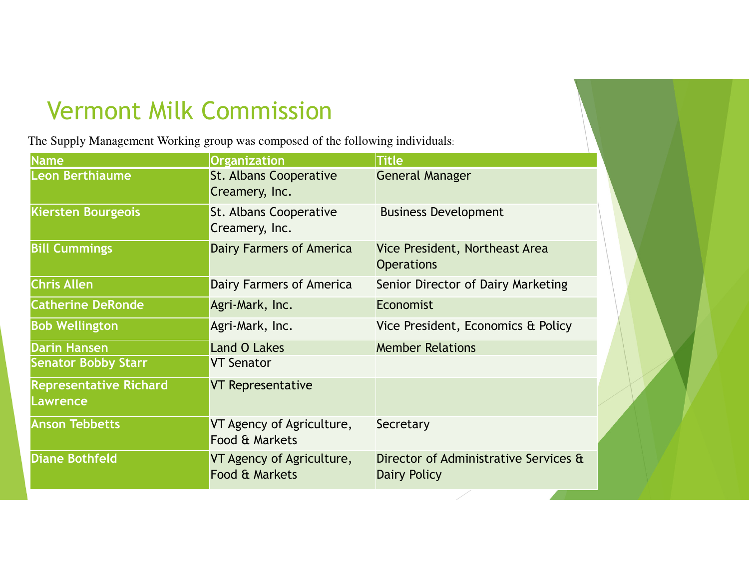# Vermont Milk Commission

The Supply Management Working group was composed of the following individuals:

| Name | Organization | Title |
|---|---|---|
| Leon Berthiaume | St. Albans Cooperative Creamery, Inc. | General Manager |
| Kiersten Bourgeois | St. Albans Cooperative Creamery, Inc. | Business Development |
| Bill Cummings | Dairy Farmers of America | Vice President, Northeast Area Operations |
| Chris Allen | Dairy Farmers of America | Senior Director of Dairy Marketing |
| Catherine DeRonde | Agri-Mark, Inc. | Economist |
| Bob Wellington | Agri-Mark, Inc. | Vice President, Economics & Policy |
| Darin Hansen | Land O Lakes | Member Relations |
| Senator Bobby Starr | VT Senator | |
| Representative Richard Lawrence | VT Representative | |
| Anson Tebbetts | VT Agency of Agriculture, Food & Markets | Secretary |
| Diane Bothfeld | VT Agency of Agriculture, Food & Markets | Director of Administrative Services & Dairy Policy |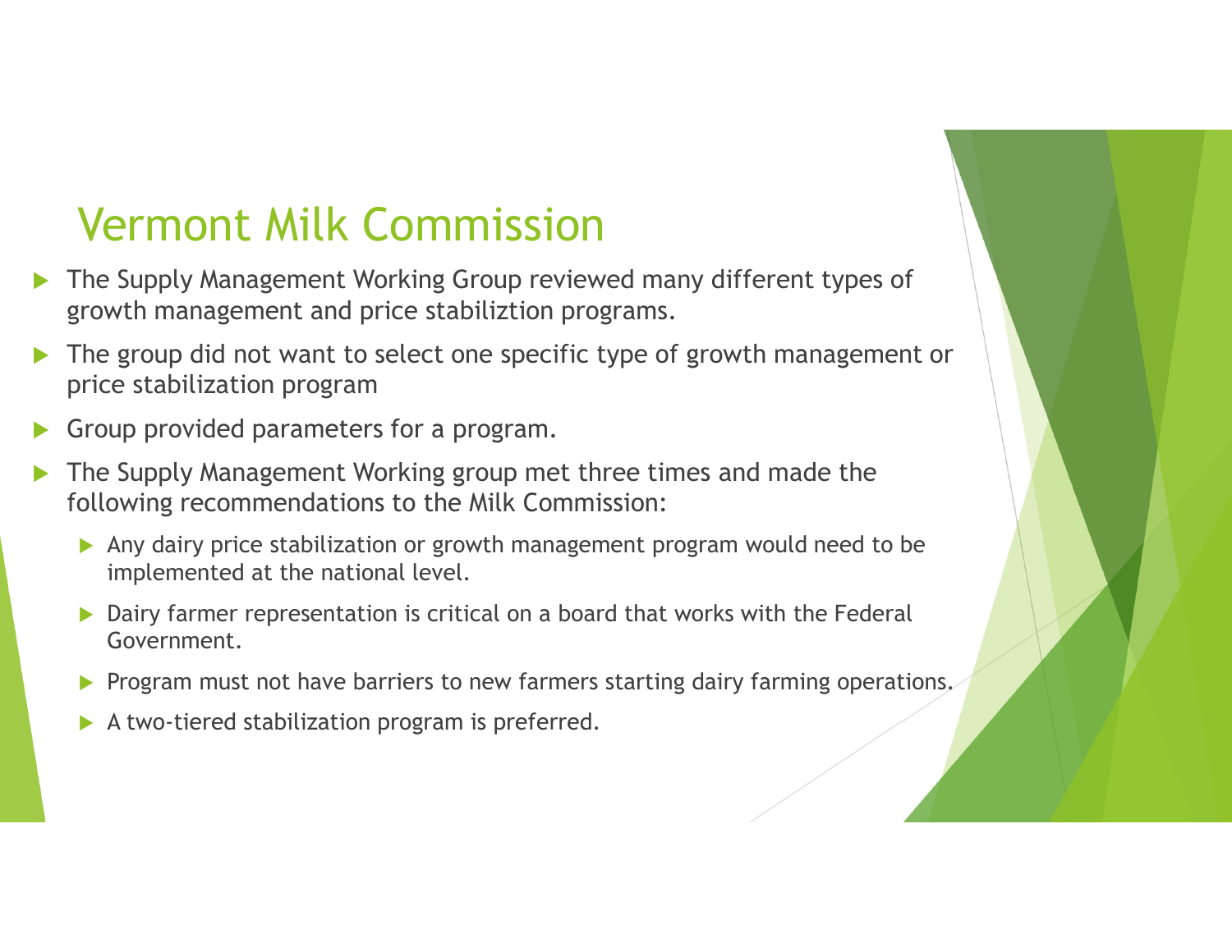# Vermont Milk Commission

- The Supply Management Working Group reviewed many different types of growth management and price stabiliztion programs.
- The group did not want to select one specific type of growth management or price stabilization program
- Group provided parameters for a program.
- The Supply Management Working group met three times and made the following recommendations to the Milk Commission:
  - Any dairy price stabilization or growth management program would need to be implemented at the national level.
  - Dairy farmer representation is critical on a board that works with the Federal Government.
  - Program must not have barriers to new farmers starting dairy farming operations.
  - A two-tiered stabilization program is preferred.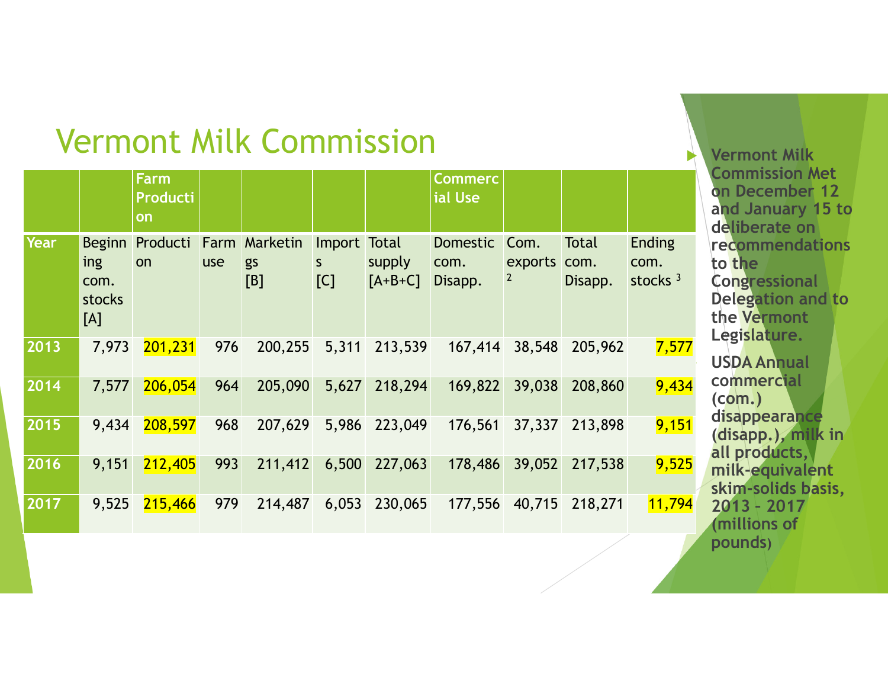# Vermont Milk Commission

| | | Farm Production | | | | | Commercial Use | | | |
|---|---|---|---|---|---|---|---|---|---|---|
| Year | Beginning com. stocks [A] | Production | Farm use | Marketings [B] | Imports [C] | Total supply [A+B+C] | Domestic com. Disapp. | Com. exports [2] | Total com. Disapp. | Ending com. stocks [3] |
| 2013 | 7,973 | 201,231 | 976 | 200,255 | 5,311 | 213,539 | 167,414 | 38,548 | 205,962 | 7,577 |
| 2014 | 7,577 | 206,054 | 964 | 205,090 | 5,627 | 218,294 | 169,822 | 39,038 | 208,860 | 9,434 |
| 2015 | 9,434 | 208,597 | 968 | 207,629 | 5,986 | 223,049 | 176,561 | 37,337 | 213,898 | 9,151 |
| 2016 | 9,151 | 212,405 | 993 | 211,412 | 6,500 | 227,063 | 178,486 | 39,052 | 217,538 | 9,525 |
| 2017 | 9,525 | 215,466 | 979 | 214,487 | 6,053 | 230,065 | 177,556 | 40,715 | 218,271 | 11,794 |

- **Vermont Milk Commission Met on December 12 and January 15 to deliberate on recommendations to the Congressional Delegation and to the Vermont Legislature.**

**USDA Annual commercial (com.) disappearance (disapp.), milk in all products, milk-equivalent skim-solids basis, 2013 – 2017 (millions of pounds)**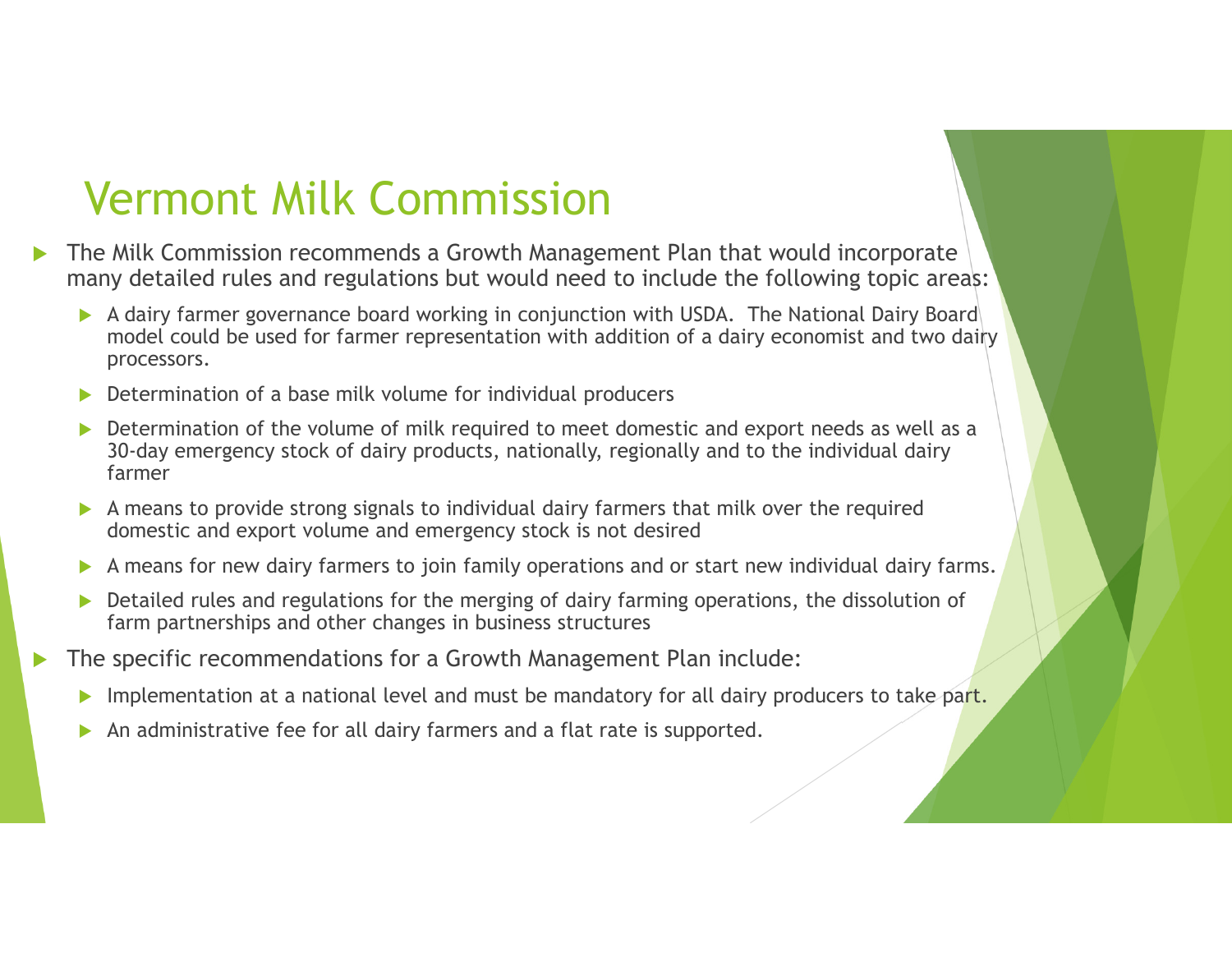# Vermont Milk Commission

- The Milk Commission recommends a Growth Management Plan that would incorporate many detailed rules and regulations but would need to include the following topic areas:
  - A dairy farmer governance board working in conjunction with USDA. The National Dairy Board model could be used for farmer representation with addition of a dairy economist and two dairy processors.
  - Determination of a base milk volume for individual producers
  - Determination of the volume of milk required to meet domestic and export needs as well as a 30-day emergency stock of dairy products, nationally, regionally and to the individual dairy farmer
  - A means to provide strong signals to individual dairy farmers that milk over the required domestic and export volume and emergency stock is not desired
  - A means for new dairy farmers to join family operations and or start new individual dairy farms.
  - Detailed rules and regulations for the merging of dairy farming operations, the dissolution of farm partnerships and other changes in business structures
- The specific recommendations for a Growth Management Plan include:
  - Implementation at a national level and must be mandatory for all dairy producers to take part.
  - An administrative fee for all dairy farmers and a flat rate is supported.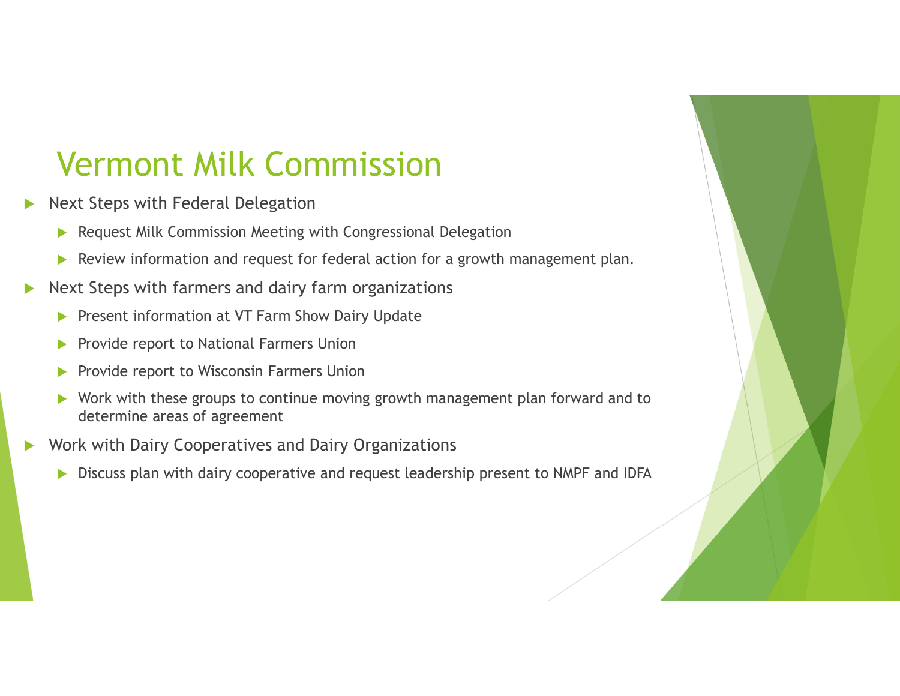# Vermont Milk Commission

- Next Steps with Federal Delegation
  - Request Milk Commission Meeting with Congressional Delegation
  - Review information and request for federal action for a growth management plan.
- Next Steps with farmers and dairy farm organizations
  - Present information at VT Farm Show Dairy Update
  - Provide report to National Farmers Union
  - Provide report to Wisconsin Farmers Union
  - Work with these groups to continue moving growth management plan forward and to determine areas of agreement
- Work with Dairy Cooperatives and Dairy Organizations
  - Discuss plan with dairy cooperative and request leadership present to NMPF and IDFA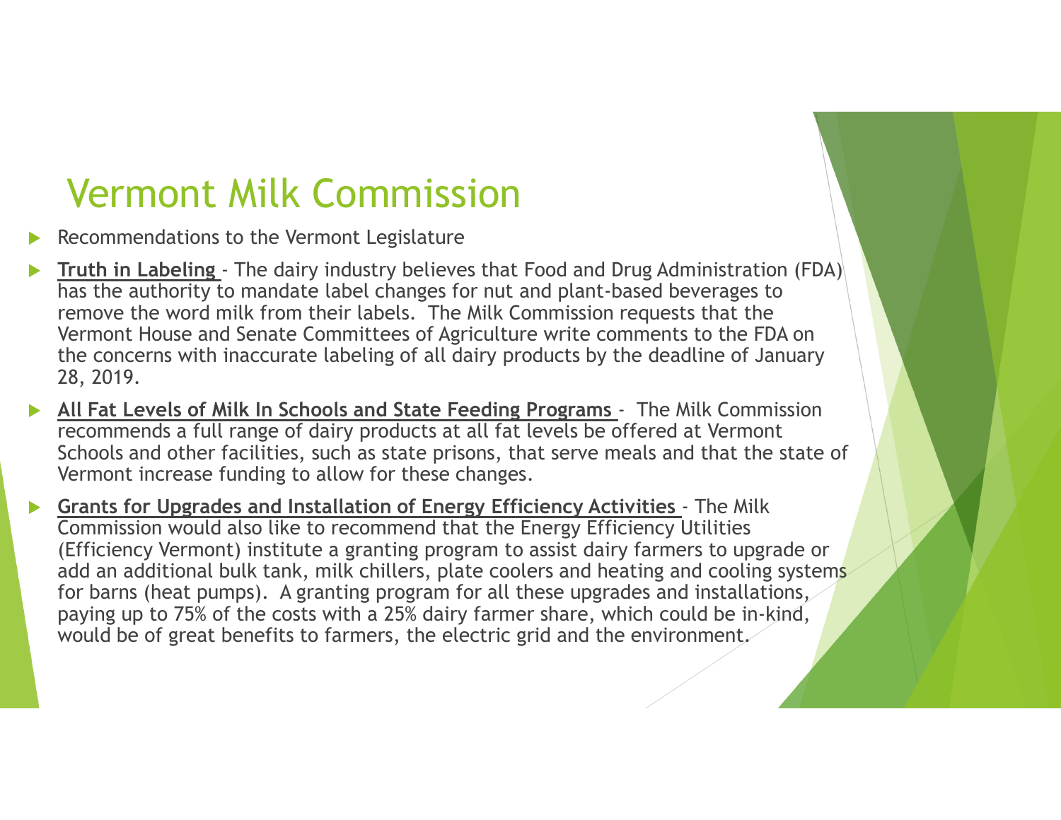# Vermont Milk Commission

- Recommendations to the Vermont Legislature
- **Truth in Labeling** - The dairy industry believes that Food and Drug Administration (FDA) has the authority to mandate label changes for nut and plant-based beverages to remove the word milk from their labels. The Milk Commission requests that the Vermont House and Senate Committees of Agriculture write comments to the FDA on the concerns with inaccurate labeling of all dairy products by the deadline of January 28, 2019.
- **All Fat Levels of Milk In Schools and State Feeding Programs** - The Milk Commission recommends a full range of dairy products at all fat levels be offered at Vermont Schools and other facilities, such as state prisons, that serve meals and that the state of Vermont increase funding to allow for these changes.
- **Grants for Upgrades and Installation of Energy Efficiency Activities** - The Milk Commission would also like to recommend that the Energy Efficiency Utilities (Efficiency Vermont) institute a granting program to assist dairy farmers to upgrade or add an additional bulk tank, milk chillers, plate coolers and heating and cooling systems for barns (heat pumps). A granting program for all these upgrades and installations, paying up to 75% of the costs with a 25% dairy farmer share, which could be in-kind, would be of great benefits to farmers, the electric grid and the environment.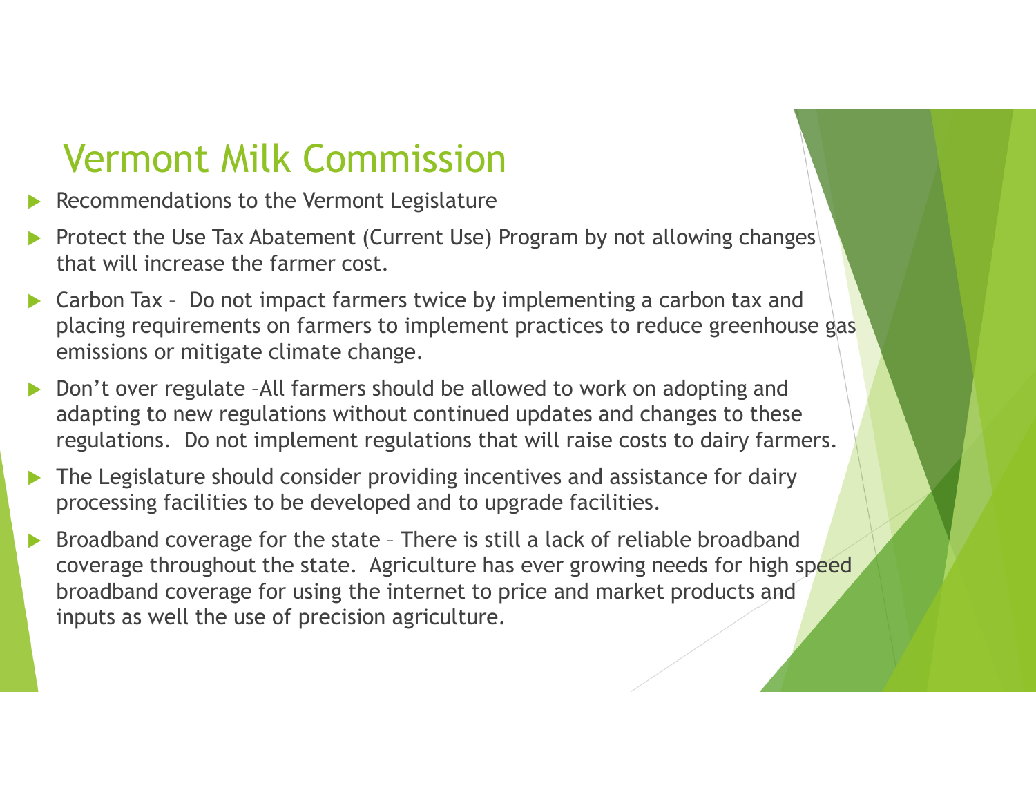# Vermont Milk Commission

- Recommendations to the Vermont Legislature
- Protect the Use Tax Abatement (Current Use) Program by not allowing changes that will increase the farmer cost.
- Carbon Tax – Do not impact farmers twice by implementing a carbon tax and placing requirements on farmers to implement practices to reduce greenhouse gas emissions or mitigate climate change.
- Don't over regulate –All farmers should be allowed to work on adopting and adapting to new regulations without continued updates and changes to these regulations. Do not implement regulations that will raise costs to dairy farmers.
- The Legislature should consider providing incentives and assistance for dairy processing facilities to be developed and to upgrade facilities.
- Broadband coverage for the state – There is still a lack of reliable broadband coverage throughout the state. Agriculture has ever growing needs for high speed broadband coverage for using the internet to price and market products and inputs as well the use of precision agriculture.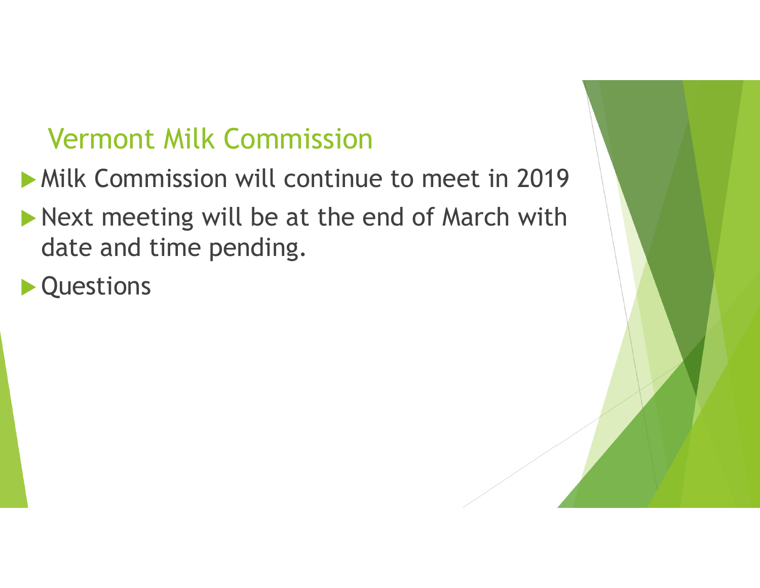## Vermont Milk Commission

- Milk Commission will continue to meet in 2019
- Next meeting will be at the end of March with date and time pending.
- Questions